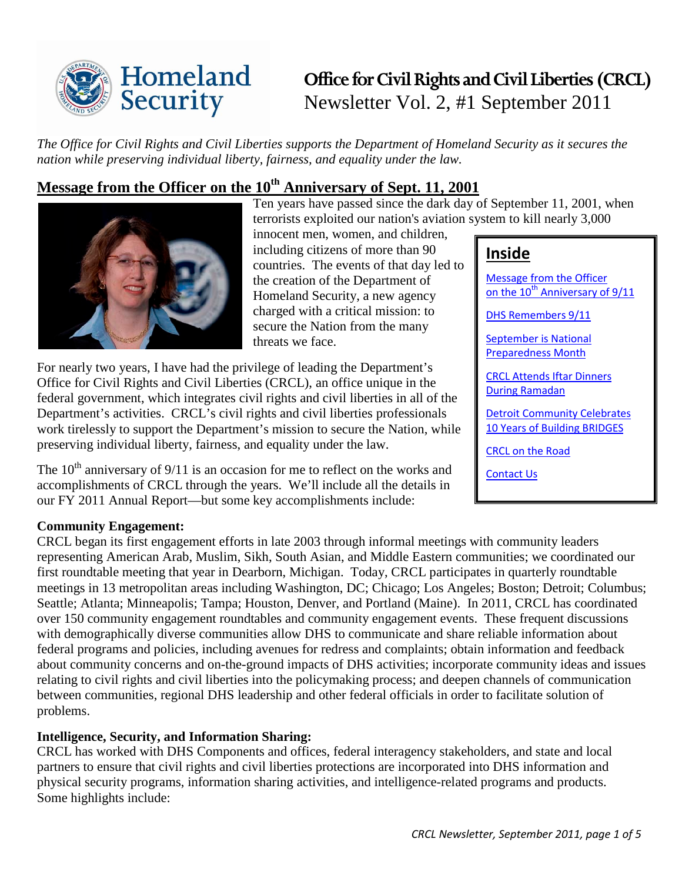# Office for Civil Rights and Civil Liberties (CRCL)

Newsletter Vol. 2, #1 September 2011

*The Office for Civil Rights and Civil Liberties supports the Department of Homeland Security as it secures the nation while preserving individual liberty, fairness, and equality under the law.*

## Message from the Officer on the 10th Anniversary of Sept. 11, 2001

Ten years have passed since the dark day of September 11, 2001, when terrorists exploited our nation's aviation system to kill nearly 3,000 innocent men, women, and children, including citizens of more than 90 countries. The events of that day led to the creation of the Department of Homeland Security, a new agency charged with a critical mission: to secure the Nation from the many threats we face.

> **Inside**
>
> Message from the Officer on the 10th Anniversary of 9/11
>
> DHS Remembers 9/11
>
> September is National Preparedness Month
>
> CRCL Attends Iftar Dinners During Ramadan
>
> Detroit Community Celebrates 10 Years of Building BRIDGES
>
> CRCL on the Road
>
> Contact Us

For nearly two years, I have had the privilege of leading the Department's Office for Civil Rights and Civil Liberties (CRCL), an office unique in the federal government, which integrates civil rights and civil liberties in all of the Department's activities. CRCL's civil rights and civil liberties professionals work tirelessly to support the Department's mission to secure the Nation, while preserving individual liberty, fairness, and equality under the law.

The 10th anniversary of 9/11 is an occasion for me to reflect on the works and accomplishments of CRCL through the years. We'll include all the details in our FY 2011 Annual Report—but some key accomplishments include:

**Community Engagement:**

CRCL began its first engagement efforts in late 2003 through informal meetings with community leaders representing American Arab, Muslim, Sikh, South Asian, and Middle Eastern communities; we coordinated our first roundtable meeting that year in Dearborn, Michigan. Today, CRCL participates in quarterly roundtable meetings in 13 metropolitan areas including Washington, DC; Chicago; Los Angeles; Boston; Detroit; Columbus; Seattle; Atlanta; Minneapolis; Tampa; Houston, Denver, and Portland (Maine). In 2011, CRCL has coordinated over 150 community engagement roundtables and community engagement events. These frequent discussions with demographically diverse communities allow DHS to communicate and share reliable information about federal programs and policies, including avenues for redress and complaints; obtain information and feedback about community concerns and on-the-ground impacts of DHS activities; incorporate community ideas and issues relating to civil rights and civil liberties into the policymaking process; and deepen channels of communication between communities, regional DHS leadership and other federal officials in order to facilitate solution of problems.

**Intelligence, Security, and Information Sharing:**

CRCL has worked with DHS Components and offices, federal interagency stakeholders, and state and local partners to ensure that civil rights and civil liberties protections are incorporated into DHS information and physical security programs, information sharing activities, and intelligence-related programs and products. Some highlights include: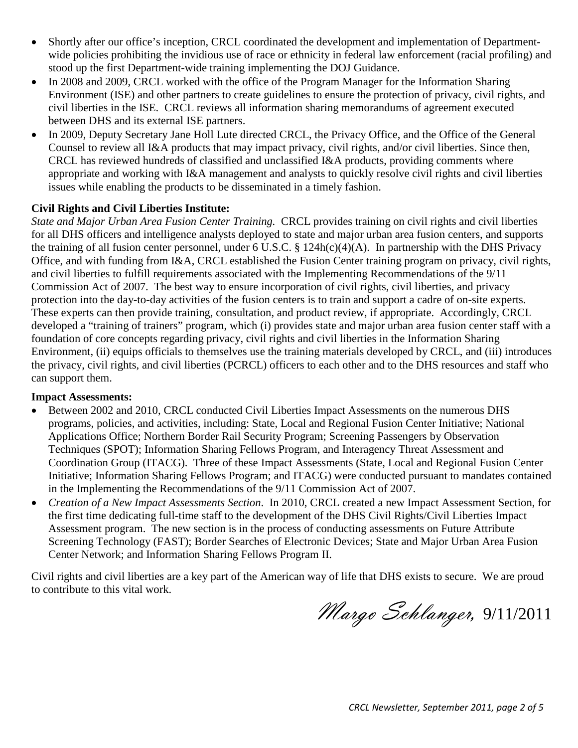- Shortly after our office's inception, CRCL coordinated the development and implementation of Department-wide policies prohibiting the invidious use of race or ethnicity in federal law enforcement (racial profiling) and stood up the first Department-wide training implementing the DOJ Guidance.
- In 2008 and 2009, CRCL worked with the office of the Program Manager for the Information Sharing Environment (ISE) and other partners to create guidelines to ensure the protection of privacy, civil rights, and civil liberties in the ISE. CRCL reviews all information sharing memorandums of agreement executed between DHS and its external ISE partners.
- In 2009, Deputy Secretary Jane Holl Lute directed CRCL, the Privacy Office, and the Office of the General Counsel to review all I&A products that may impact privacy, civil rights, and/or civil liberties. Since then, CRCL has reviewed hundreds of classified and unclassified I&A products, providing comments where appropriate and working with I&A management and analysts to quickly resolve civil rights and civil liberties issues while enabling the products to be disseminated in a timely fashion.

**Civil Rights and Civil Liberties Institute:**

*State and Major Urban Area Fusion Center Training.* CRCL provides training on civil rights and civil liberties for all DHS officers and intelligence analysts deployed to state and major urban area fusion centers, and supports the training of all fusion center personnel, under 6 U.S.C. § 124h(c)(4)(A). In partnership with the DHS Privacy Office, and with funding from I&A, CRCL established the Fusion Center training program on privacy, civil rights, and civil liberties to fulfill requirements associated with the Implementing Recommendations of the 9/11 Commission Act of 2007. The best way to ensure incorporation of civil rights, civil liberties, and privacy protection into the day-to-day activities of the fusion centers is to train and support a cadre of on-site experts. These experts can then provide training, consultation, and product review, if appropriate. Accordingly, CRCL developed a "training of trainers" program, which (i) provides state and major urban area fusion center staff with a foundation of core concepts regarding privacy, civil rights and civil liberties in the Information Sharing Environment, (ii) equips officials to themselves use the training materials developed by CRCL, and (iii) introduces the privacy, civil rights, and civil liberties (PCRCL) officers to each other and to the DHS resources and staff who can support them.

**Impact Assessments:**

- Between 2002 and 2010, CRCL conducted Civil Liberties Impact Assessments on the numerous DHS programs, policies, and activities, including: State, Local and Regional Fusion Center Initiative; National Applications Office; Northern Border Rail Security Program; Screening Passengers by Observation Techniques (SPOT); Information Sharing Fellows Program, and Interagency Threat Assessment and Coordination Group (ITACG). Three of these Impact Assessments (State, Local and Regional Fusion Center Initiative; Information Sharing Fellows Program; and ITACG) were conducted pursuant to mandates contained in the Implementing the Recommendations of the 9/11 Commission Act of 2007.
- *Creation of a New Impact Assessments Section*. In 2010, CRCL created a new Impact Assessment Section, for the first time dedicating full-time staff to the development of the DHS Civil Rights/Civil Liberties Impact Assessment program. The new section is in the process of conducting assessments on Future Attribute Screening Technology (FAST); Border Searches of Electronic Devices; State and Major Urban Area Fusion Center Network; and Information Sharing Fellows Program II.

Civil rights and civil liberties are a key part of the American way of life that DHS exists to secure. We are proud to contribute to this vital work.

*Margo Schlanger,* 9/11/2011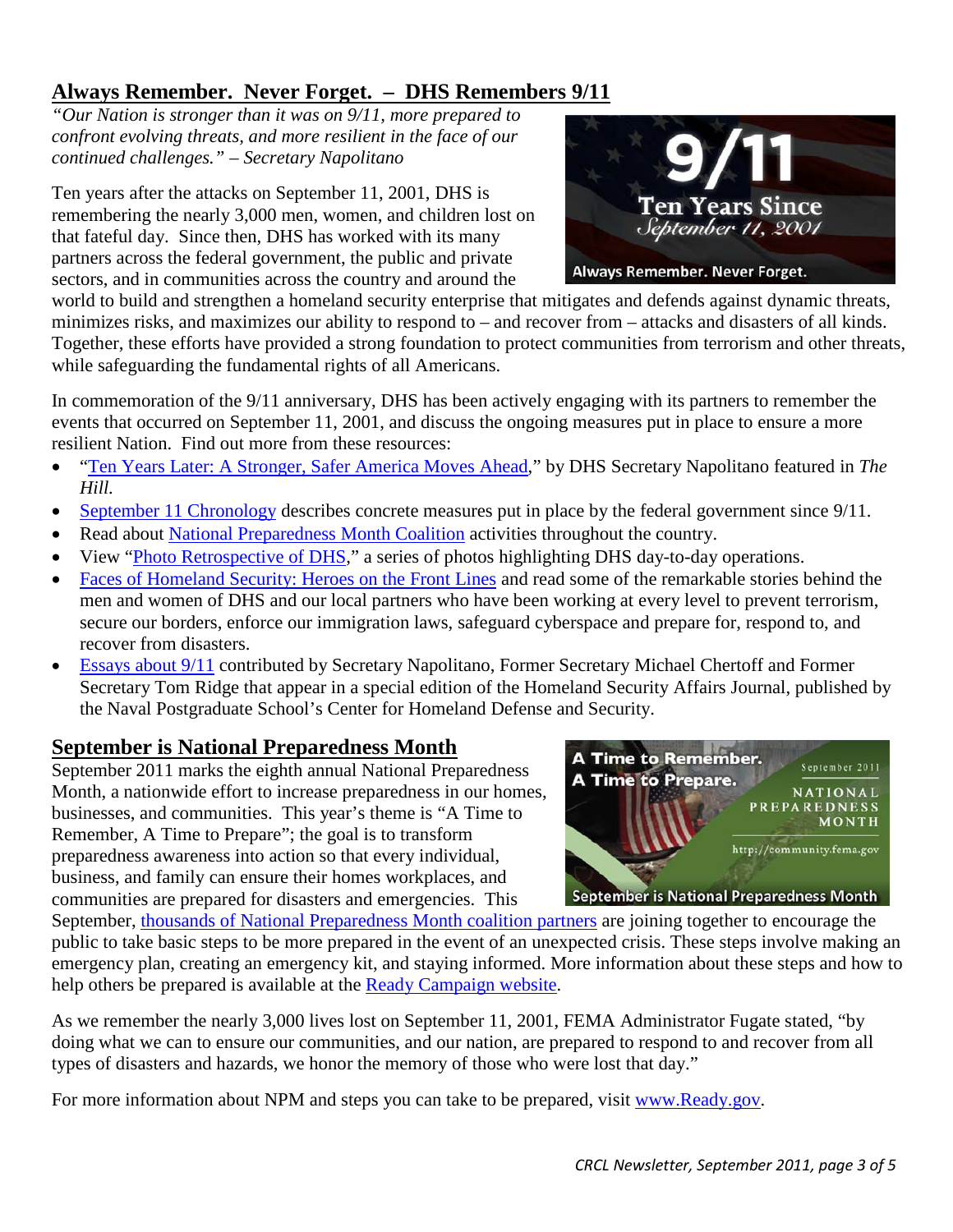## Always Remember. Never Forget. – DHS Remembers 9/11

*"Our Nation is stronger than it was on 9/11, more prepared to confront evolving threats, and more resilient in the face of our continued challenges." – Secretary Napolitano*

Ten years after the attacks on September 11, 2001, DHS is remembering the nearly 3,000 men, women, and children lost on that fateful day. Since then, DHS has worked with its many partners across the federal government, the public and private sectors, and in communities across the country and around the world to build and strengthen a homeland security enterprise that mitigates and defends against dynamic threats, minimizes risks, and maximizes our ability to respond to – and recover from – attacks and disasters of all kinds. Together, these efforts have provided a strong foundation to protect communities from terrorism and other threats, while safeguarding the fundamental rights of all Americans.

In commemoration of the 9/11 anniversary, DHS has been actively engaging with its partners to remember the events that occurred on September 11, 2001, and discuss the ongoing measures put in place to ensure a more resilient Nation. Find out more from these resources:

- "Ten Years Later: A Stronger, Safer America Moves Ahead," by DHS Secretary Napolitano featured in *The Hill.*
- September 11 Chronology describes concrete measures put in place by the federal government since 9/11.
- Read about National Preparedness Month Coalition activities throughout the country.
- View "Photo Retrospective of DHS," a series of photos highlighting DHS day-to-day operations.
- Faces of Homeland Security: Heroes on the Front Lines and read some of the remarkable stories behind the men and women of DHS and our local partners who have been working at every level to prevent terrorism, secure our borders, enforce our immigration laws, safeguard cyberspace and prepare for, respond to, and recover from disasters.
- Essays about 9/11 contributed by Secretary Napolitano, Former Secretary Michael Chertoff and Former Secretary Tom Ridge that appear in a special edition of the Homeland Security Affairs Journal, published by the Naval Postgraduate School's Center for Homeland Defense and Security.

## September is National Preparedness Month

September 2011 marks the eighth annual National Preparedness Month, a nationwide effort to increase preparedness in our homes, businesses, and communities. This year's theme is "A Time to Remember, A Time to Prepare"; the goal is to transform preparedness awareness into action so that every individual, business, and family can ensure their homes workplaces, and communities are prepared for disasters and emergencies. This September, thousands of National Preparedness Month coalition partners are joining together to encourage the public to take basic steps to be more prepared in the event of an unexpected crisis. These steps involve making an emergency plan, creating an emergency kit, and staying informed. More information about these steps and how to help others be prepared is available at the Ready Campaign website.

As we remember the nearly 3,000 lives lost on September 11, 2001, FEMA Administrator Fugate stated, "by doing what we can to ensure our communities, and our nation, are prepared to respond to and recover from all types of disasters and hazards, we honor the memory of those who were lost that day."

For more information about NPM and steps you can take to be prepared, visit www.Ready.gov.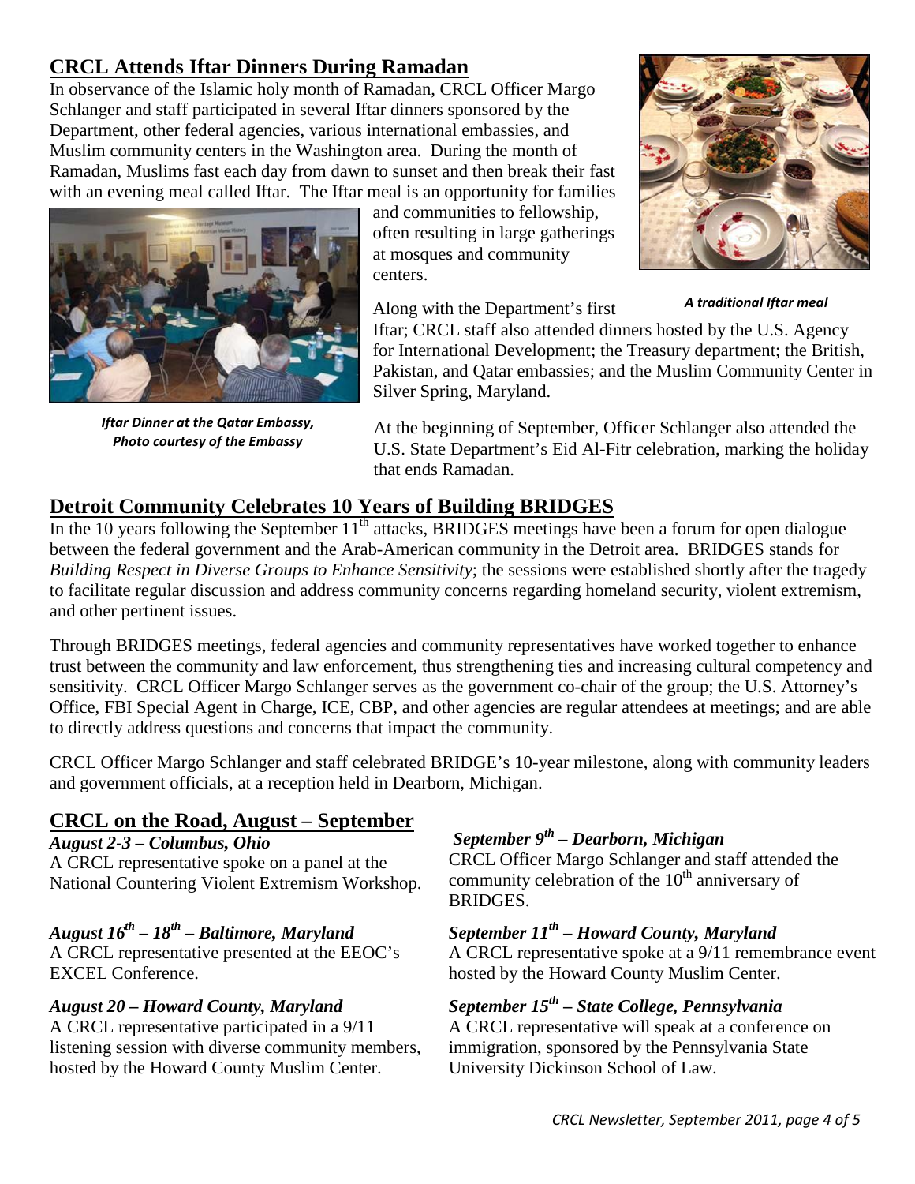## CRCL Attends Iftar Dinners During Ramadan

In observance of the Islamic holy month of Ramadan, CRCL Officer Margo Schlanger and staff participated in several Iftar dinners sponsored by the Department, other federal agencies, various international embassies, and Muslim community centers in the Washington area. During the month of Ramadan, Muslims fast each day from dawn to sunset and then break their fast with an evening meal called Iftar. The Iftar meal is an opportunity for families and communities to fellowship, often resulting in large gatherings at mosques and community centers.

*A traditional Iftar meal*

*Iftar Dinner at the Qatar Embassy, Photo courtesy of the Embassy*

Along with the Department's first Iftar; CRCL staff also attended dinners hosted by the U.S. Agency for International Development; the Treasury department; the British, Pakistan, and Qatar embassies; and the Muslim Community Center in Silver Spring, Maryland.

At the beginning of September, Officer Schlanger also attended the U.S. State Department's Eid Al-Fitr celebration, marking the holiday that ends Ramadan.

## Detroit Community Celebrates 10 Years of Building BRIDGES

In the 10 years following the September 11th attacks, BRIDGES meetings have been a forum for open dialogue between the federal government and the Arab-American community in the Detroit area. BRIDGES stands for *Building Respect in Diverse Groups to Enhance Sensitivity*; the sessions were established shortly after the tragedy to facilitate regular discussion and address community concerns regarding homeland security, violent extremism, and other pertinent issues.

Through BRIDGES meetings, federal agencies and community representatives have worked together to enhance trust between the community and law enforcement, thus strengthening ties and increasing cultural competency and sensitivity. CRCL Officer Margo Schlanger serves as the government co-chair of the group; the U.S. Attorney's Office, FBI Special Agent in Charge, ICE, CBP, and other agencies are regular attendees at meetings; and are able to directly address questions and concerns that impact the community.

CRCL Officer Margo Schlanger and staff celebrated BRIDGE's 10-year milestone, along with community leaders and government officials, at a reception held in Dearborn, Michigan.

## CRCL on the Road, August – September

***August 2-3 – Columbus, Ohio***
A CRCL representative spoke on a panel at the National Countering Violent Extremism Workshop.

***August 16th – 18th – Baltimore, Maryland***
A CRCL representative presented at the EEOC's EXCEL Conference.

***August 20 – Howard County, Maryland***
A CRCL representative participated in a 9/11 listening session with diverse community members, hosted by the Howard County Muslim Center.

***September 9th – Dearborn, Michigan***
CRCL Officer Margo Schlanger and staff attended the community celebration of the 10th anniversary of BRIDGES.

***September 11th – Howard County, Maryland***
A CRCL representative spoke at a 9/11 remembrance event hosted by the Howard County Muslim Center.

***September 15th – State College, Pennsylvania***
A CRCL representative will speak at a conference on immigration, sponsored by the Pennsylvania State University Dickinson School of Law.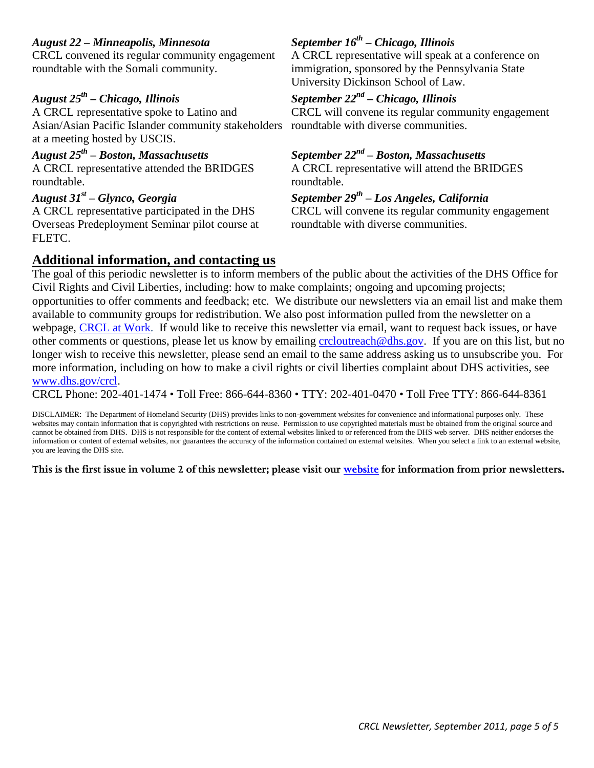*August 22 – Minneapolis, Minnesota*
CRCL convened its regular community engagement roundtable with the Somali community.

*August 25th – Chicago, Illinois*
A CRCL representative spoke to Latino and Asian/Asian Pacific Islander community stakeholders at a meeting hosted by USCIS.

*August 25th – Boston, Massachusetts*
A CRCL representative attended the BRIDGES roundtable.

*August 31st – Glynco, Georgia*
A CRCL representative participated in the DHS Overseas Predeployment Seminar pilot course at FLETC.

*September 16th – Chicago, Illinois*
A CRCL representative will speak at a conference on immigration, sponsored by the Pennsylvania State University Dickinson School of Law.

*September 22nd – Chicago, Illinois*
CRCL will convene its regular community engagement roundtable with diverse communities.

*September 22nd – Boston, Massachusetts*
A CRCL representative will attend the BRIDGES roundtable.

*September 29th – Los Angeles, California*
CRCL will convene its regular community engagement roundtable with diverse communities.

## Additional information, and contacting us

The goal of this periodic newsletter is to inform members of the public about the activities of the DHS Office for Civil Rights and Civil Liberties, including: how to make complaints; ongoing and upcoming projects; opportunities to offer comments and feedback; etc. We distribute our newsletters via an email list and make them available to community groups for redistribution. We also post information pulled from the newsletter on a webpage, CRCL at Work. If would like to receive this newsletter via email, want to request back issues, or have other comments or questions, please let us know by emailing crcloutreach@dhs.gov. If you are on this list, but no longer wish to receive this newsletter, please send an email to the same address asking us to unsubscribe you. For more information, including on how to make a civil rights or civil liberties complaint about DHS activities, see www.dhs.gov/crcl.

CRCL Phone: 202-401-1474 • Toll Free: 866-644-8360 • TTY: 202-401-0470 • Toll Free TTY: 866-644-8361

DISCLAIMER: The Department of Homeland Security (DHS) provides links to non-government websites for convenience and informational purposes only. These websites may contain information that is copyrighted with restrictions on reuse. Permission to use copyrighted materials must be obtained from the original source and cannot be obtained from DHS. DHS is not responsible for the content of external websites linked to or referenced from the DHS web server. DHS neither endorses the information or content of external websites, nor guarantees the accuracy of the information contained on external websites. When you select a link to an external website, you are leaving the DHS site.

**This is the first issue in volume 2 of this newsletter; please visit our website for information from prior newsletters.**